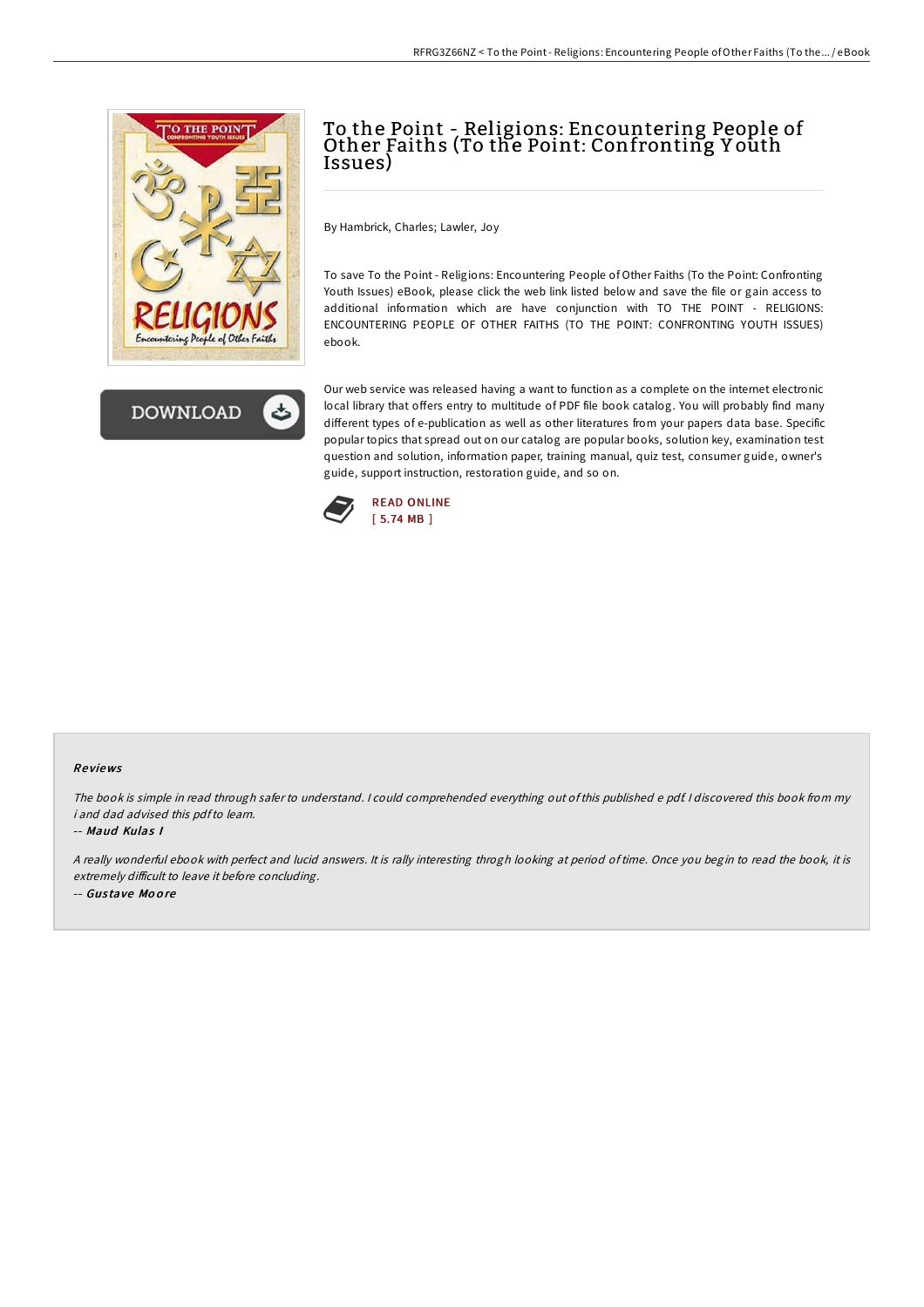# To the Point - Religions: Encountering People of Other Faiths (To the Point: Confronting Youth Issues)

By Hambrick, Charles; Lawler, Joy

To save To the Point - Religions: Encountering People of Other Faiths (To the Point: Confronting Youth Issues) eBook, please click the web link listed below and save the file or gain access to additional information which are have conjunction with TO THE POINT - RELIGIONS: ENCOUNTERING PEOPLE OF OTHER FAITHS (TO THE POINT: CONFRONTING YOUTH ISSUES) ebook.

Our web service was released having a want to function as a complete on the internet electronic local library that offers entry to multitude of PDF file book catalog. You will probably find many different types of e-publication as well as other literatures from your papers data base. Specific popular topics that spread out on our catalog are popular books, solution key, examination test question and solution, information paper, training manual, quiz test, consumer guide, owner's guide, support instruction, restoration guide, and so on.

READ ONLINE
[ 5.74 MB ]

## Reviews

*The book is simple in read through safer to understand. I could comprehended everything out of this published e pdf. I discovered this book from my i and dad advised this pdf to learn.*

-- *Maud Kulas I*

*A really wonderful ebook with perfect and lucid answers. It is rally interesting throgh looking at period of time. Once you begin to read the book, it is extremely difficult to leave it before concluding.*

-- *Gustave Moore*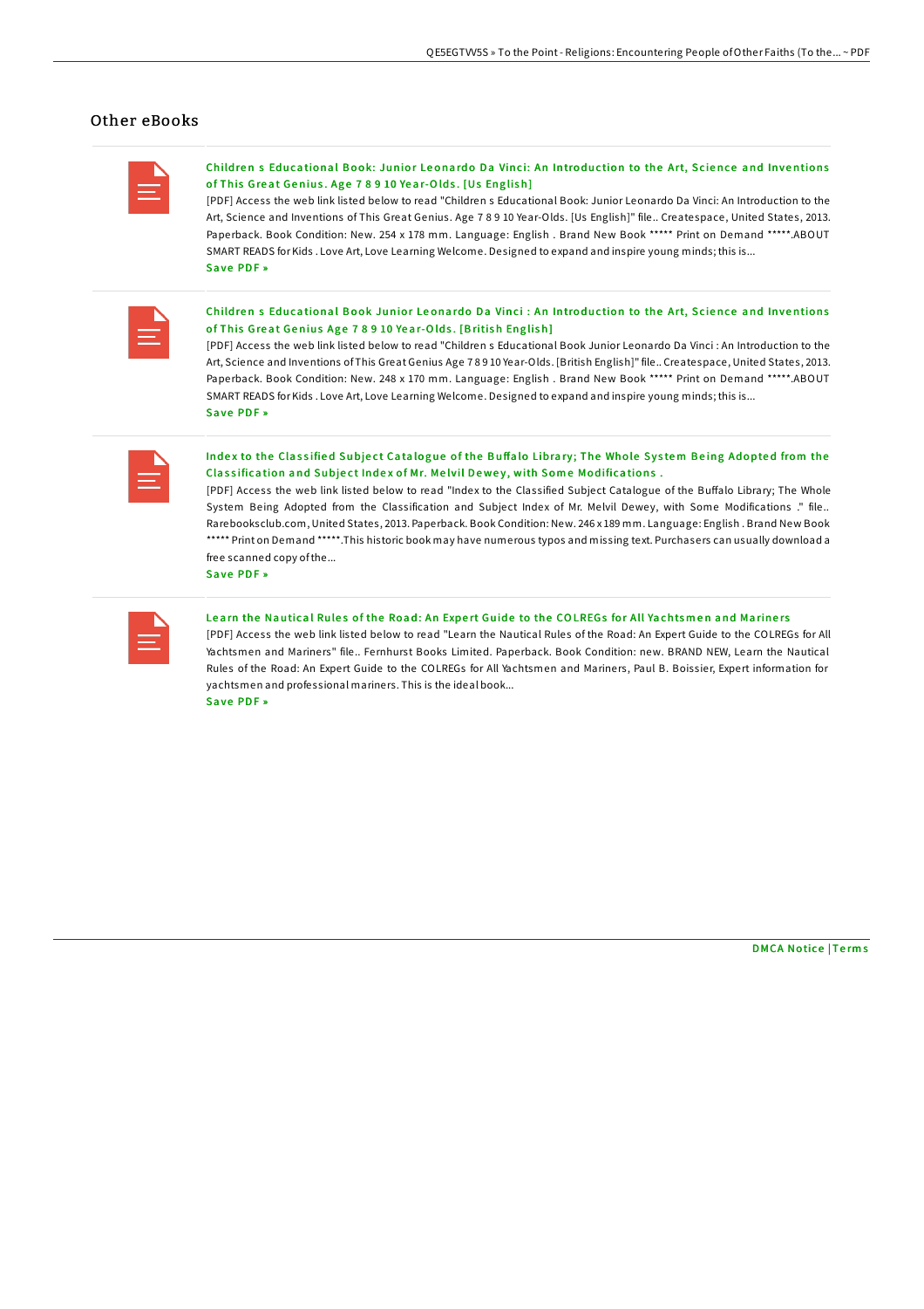## Other eBooks

**Children s Educational Book: Junior Leonardo Da Vinci: An Introduction to the Art, Science and Inventions of This Great Genius. Age 7 8 9 10 Year-Olds. [Us English]**

[PDF] Access the web link listed below to read "Children s Educational Book: Junior Leonardo Da Vinci: An Introduction to the Art, Science and Inventions of This Great Genius. Age 7 8 9 10 Year-Olds. [Us English]" file.. Createspace, United States, 2013. Paperback. Book Condition: New. 254 x 178 mm. Language: English . Brand New Book ***** Print on Demand *****.ABOUT SMART READS for Kids . Love Art, Love Learning Welcome. Designed to expand and inspire young minds; this is...

Save PDF »

**Children s Educational Book Junior Leonardo Da Vinci : An Introduction to the Art, Science and Inventions of This Great Genius Age 7 8 9 10 Year-Olds. [British English]**

[PDF] Access the web link listed below to read "Children s Educational Book Junior Leonardo Da Vinci : An Introduction to the Art, Science and Inventions of This Great Genius Age 7 8 9 10 Year-Olds. [British English]" file.. Createspace, United States, 2013. Paperback. Book Condition: New. 248 x 170 mm. Language: English . Brand New Book ***** Print on Demand *****.ABOUT SMART READS for Kids . Love Art, Love Learning Welcome. Designed to expand and inspire young minds; this is...

Save PDF »

**Index to the Classified Subject Catalogue of the Buffalo Library; The Whole System Being Adopted from the Classification and Subject Index of Mr. Melvil Dewey, with Some Modifications .**

[PDF] Access the web link listed below to read "Index to the Classified Subject Catalogue of the Buffalo Library; The Whole System Being Adopted from the Classification and Subject Index of Mr. Melvil Dewey, with Some Modifications ." file.. Rarebooksclub.com, United States, 2013. Paperback. Book Condition: New. 246 x 189 mm. Language: English . Brand New Book ***** Print on Demand *****.This historic book may have numerous typos and missing text. Purchasers can usually download a free scanned copy of the...

Save PDF »

**Learn the Nautical Rules of the Road: An Expert Guide to the COLREGs for All Yachtsmen and Mariners**

[PDF] Access the web link listed below to read "Learn the Nautical Rules of the Road: An Expert Guide to the COLREGs for All Yachtsmen and Mariners" file.. Fernhurst Books Limited. Paperback. Book Condition: new. BRAND NEW, Learn the Nautical Rules of the Road: An Expert Guide to the COLREGs for All Yachtsmen and Mariners, Paul B. Boissier, Expert information for yachtsmen and professional mariners. This is the ideal book...

Save PDF »